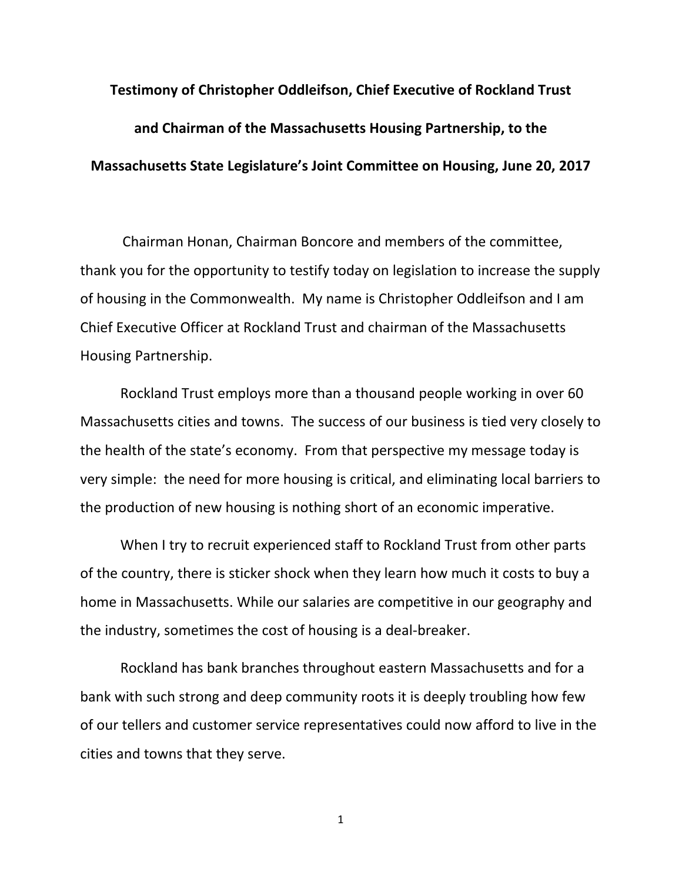**Testimony of Christopher Oddleifson, Chief Executive of Rockland Trust and Chairman of the Massachusetts Housing Partnership, to the Massachusetts State Legislature's Joint Committee on Housing, June 20, 2017**

Chairman Honan, Chairman Boncore and members of the committee, thank you for the opportunity to testify today on legislation to increase the supply of housing in the Commonwealth. My name is Christopher Oddleifson and I am Chief Executive Officer at Rockland Trust and chairman of the Massachusetts Housing Partnership.

Rockland Trust employs more than a thousand people working in over 60 Massachusetts cities and towns. The success of our business is tied very closely to the health of the state's economy. From that perspective my message today is very simple: the need for more housing is critical, and eliminating local barriers to the production of new housing is nothing short of an economic imperative.

When I try to recruit experienced staff to Rockland Trust from other parts of the country, there is sticker shock when they learn how much it costs to buy a home in Massachusetts. While our salaries are competitive in our geography and the industry, sometimes the cost of housing is a deal-breaker.

Rockland has bank branches throughout eastern Massachusetts and for a bank with such strong and deep community roots it is deeply troubling how few of our tellers and customer service representatives could now afford to live in the cities and towns that they serve.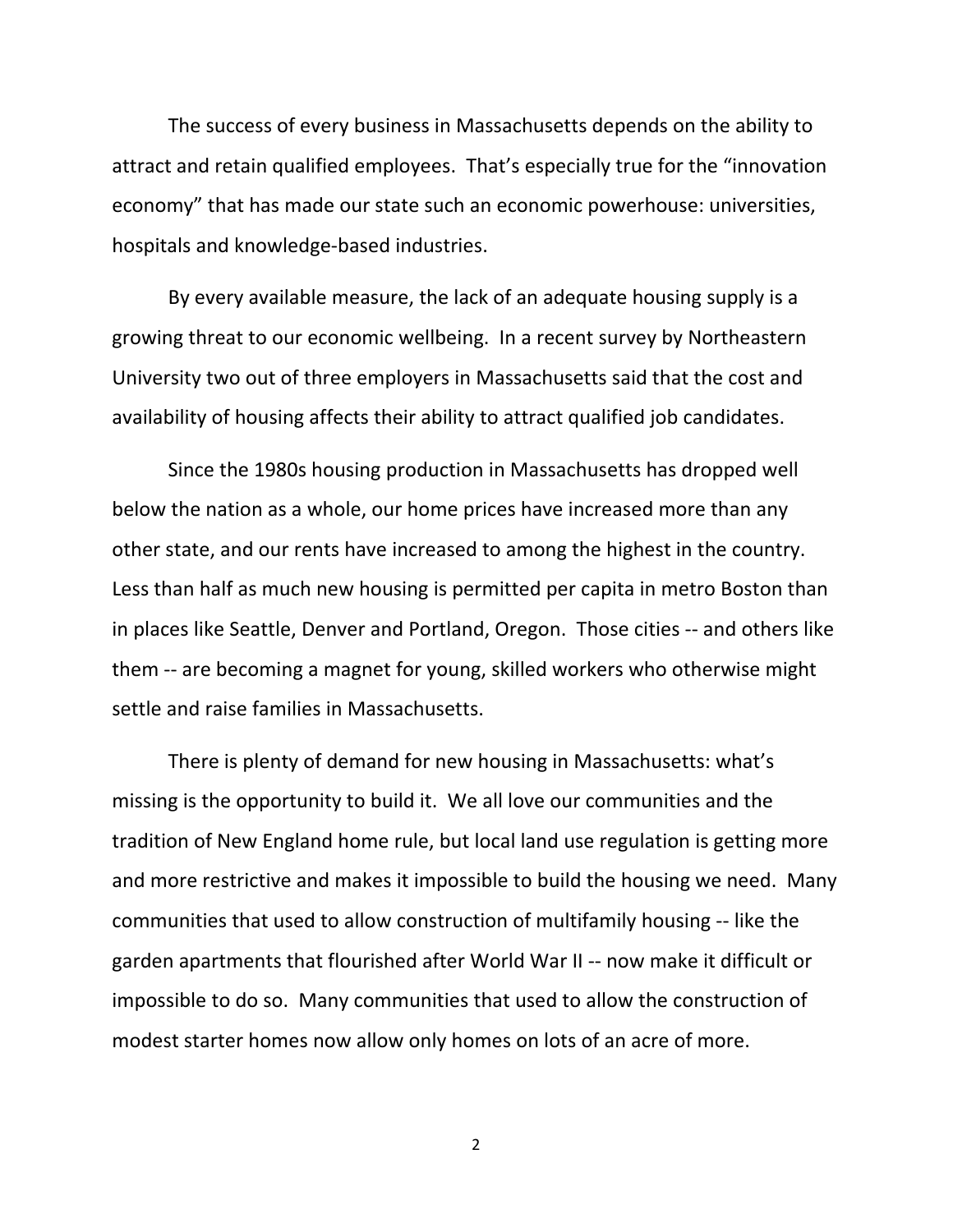The success of every business in Massachusetts depends on the ability to attract and retain qualified employees. That's especially true for the "innovation economy" that has made our state such an economic powerhouse: universities, hospitals and knowledge-based industries.

By every available measure, the lack of an adequate housing supply is a growing threat to our economic wellbeing. In a recent survey by Northeastern University two out of three employers in Massachusetts said that the cost and availability of housing affects their ability to attract qualified job candidates.

Since the 1980s housing production in Massachusetts has dropped well below the nation as a whole, our home prices have increased more than any other state, and our rents have increased to among the highest in the country. Less than half as much new housing is permitted per capita in metro Boston than in places like Seattle, Denver and Portland, Oregon. Those cities -- and others like them -- are becoming a magnet for young, skilled workers who otherwise might settle and raise families in Massachusetts.

There is plenty of demand for new housing in Massachusetts: what's missing is the opportunity to build it. We all love our communities and the tradition of New England home rule, but local land use regulation is getting more and more restrictive and makes it impossible to build the housing we need. Many communities that used to allow construction of multifamily housing -- like the garden apartments that flourished after World War II -- now make it difficult or impossible to do so. Many communities that used to allow the construction of modest starter homes now allow only homes on lots of an acre of more.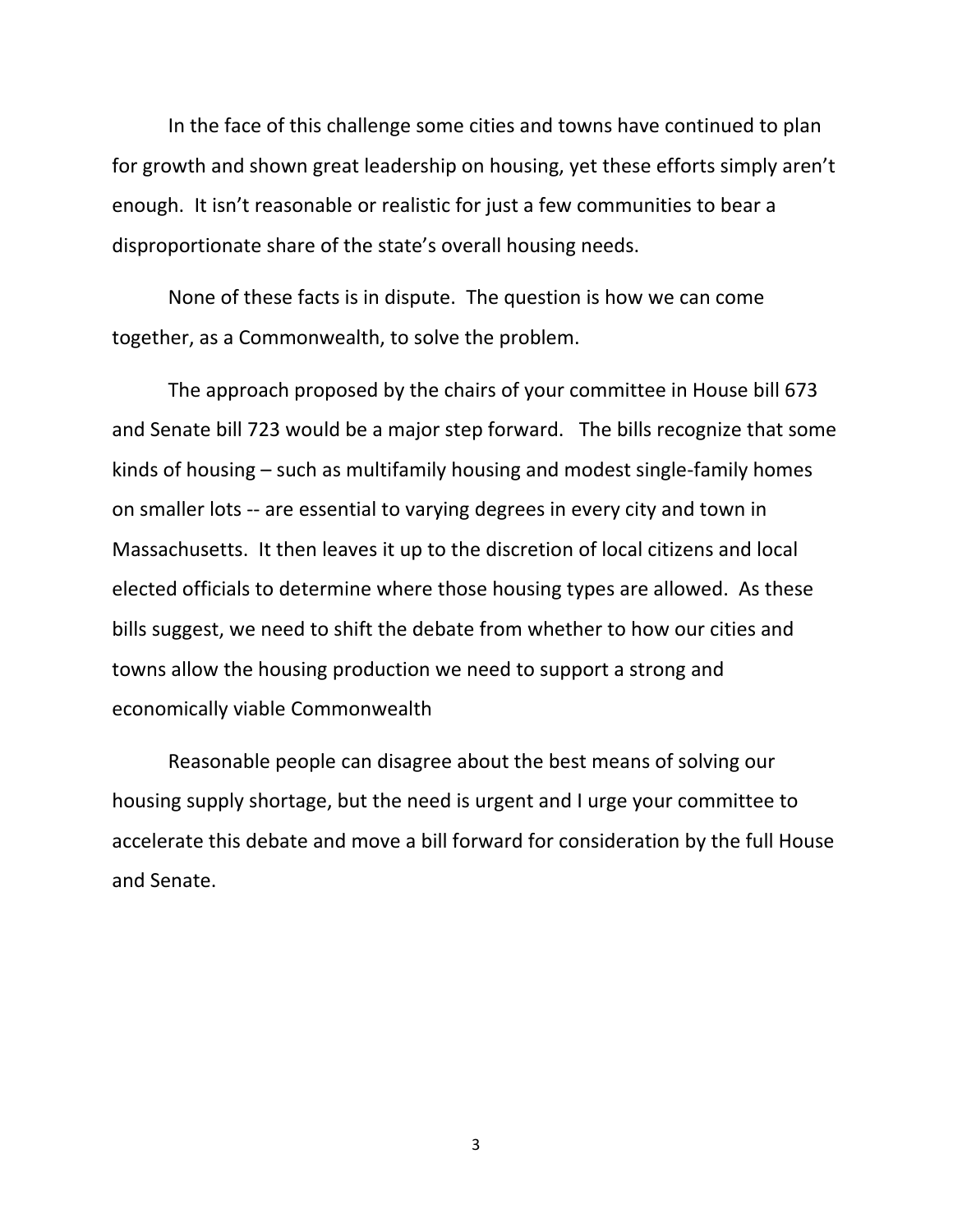In the face of this challenge some cities and towns have continued to plan for growth and shown great leadership on housing, yet these efforts simply aren't enough. It isn't reasonable or realistic for just a few communities to bear a disproportionate share of the state's overall housing needs.

None of these facts is in dispute. The question is how we can come together, as a Commonwealth, to solve the problem.

The approach proposed by the chairs of your committee in House bill 673 and Senate bill 723 would be a major step forward. The bills recognize that some kinds of housing – such as multifamily housing and modest single-family homes on smaller lots -- are essential to varying degrees in every city and town in Massachusetts. It then leaves it up to the discretion of local citizens and local elected officials to determine where those housing types are allowed. As these bills suggest, we need to shift the debate from whether to how our cities and towns allow the housing production we need to support a strong and economically viable Commonwealth

Reasonable people can disagree about the best means of solving our housing supply shortage, but the need is urgent and I urge your committee to accelerate this debate and move a bill forward for consideration by the full House and Senate.